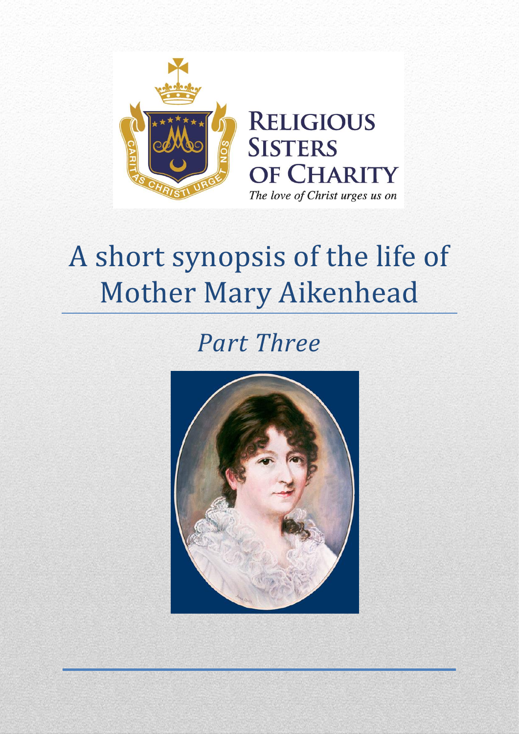RELIGIOUS SISTERS OF CHARITY

*The love of Christ urges us on*

# A short synopsis of the life of Mother Mary Aikenhead

## *Part Three*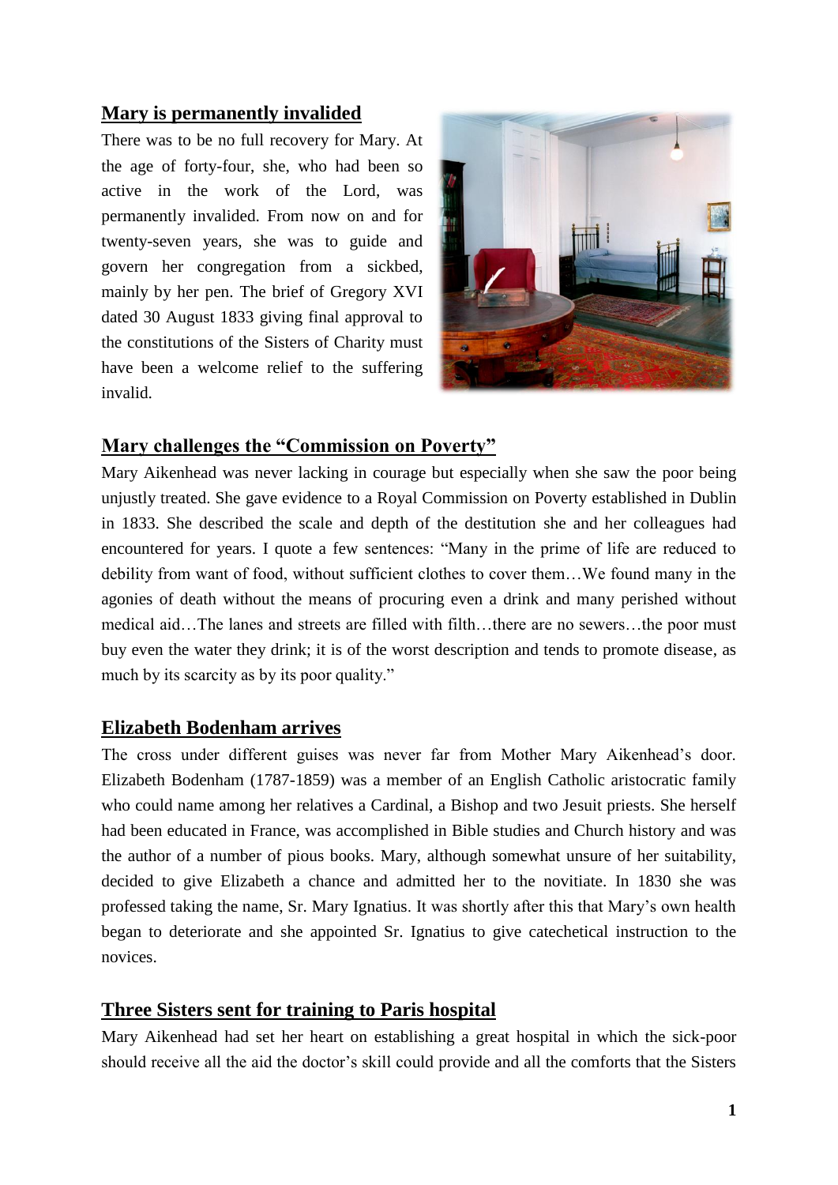## Mary is permanently invalided

There was to be no full recovery for Mary. At the age of forty-four, she, who had been so active in the work of the Lord, was permanently invalided. From now on and for twenty-seven years, she was to guide and govern her congregation from a sickbed, mainly by her pen. The brief of Gregory XVI dated 30 August 1833 giving final approval to the constitutions of the Sisters of Charity must have been a welcome relief to the suffering invalid.

## Mary challenges the "Commission on Poverty"

Mary Aikenhead was never lacking in courage but especially when she saw the poor being unjustly treated. She gave evidence to a Royal Commission on Poverty established in Dublin in 1833. She described the scale and depth of the destitution she and her colleagues had encountered for years. I quote a few sentences: "Many in the prime of life are reduced to debility from want of food, without sufficient clothes to cover them…We found many in the agonies of death without the means of procuring even a drink and many perished without medical aid…The lanes and streets are filled with filth…there are no sewers…the poor must buy even the water they drink; it is of the worst description and tends to promote disease, as much by its scarcity as by its poor quality."

## Elizabeth Bodenham arrives

The cross under different guises was never far from Mother Mary Aikenhead's door. Elizabeth Bodenham (1787-1859) was a member of an English Catholic aristocratic family who could name among her relatives a Cardinal, a Bishop and two Jesuit priests. She herself had been educated in France, was accomplished in Bible studies and Church history and was the author of a number of pious books. Mary, although somewhat unsure of her suitability, decided to give Elizabeth a chance and admitted her to the novitiate. In 1830 she was professed taking the name, Sr. Mary Ignatius. It was shortly after this that Mary's own health began to deteriorate and she appointed Sr. Ignatius to give catechetical instruction to the novices.

## Three Sisters sent for training to Paris hospital

Mary Aikenhead had set her heart on establishing a great hospital in which the sick-poor should receive all the aid the doctor's skill could provide and all the comforts that the Sisters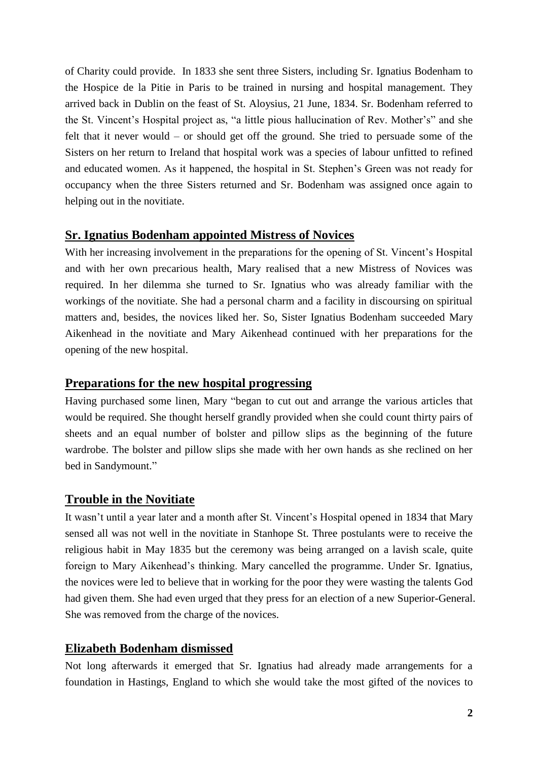of Charity could provide. In 1833 she sent three Sisters, including Sr. Ignatius Bodenham to the Hospice de la Pitie in Paris to be trained in nursing and hospital management. They arrived back in Dublin on the feast of St. Aloysius, 21 June, 1834. Sr. Bodenham referred to the St. Vincent's Hospital project as, "a little pious hallucination of Rev. Mother's" and she felt that it never would – or should get off the ground. She tried to persuade some of the Sisters on her return to Ireland that hospital work was a species of labour unfitted to refined and educated women. As it happened, the hospital in St. Stephen's Green was not ready for occupancy when the three Sisters returned and Sr. Bodenham was assigned once again to helping out in the novitiate.

## Sr. Ignatius Bodenham appointed Mistress of Novices

With her increasing involvement in the preparations for the opening of St. Vincent's Hospital and with her own precarious health, Mary realised that a new Mistress of Novices was required. In her dilemma she turned to Sr. Ignatius who was already familiar with the workings of the novitiate. She had a personal charm and a facility in discoursing on spiritual matters and, besides, the novices liked her. So, Sister Ignatius Bodenham succeeded Mary Aikenhead in the novitiate and Mary Aikenhead continued with her preparations for the opening of the new hospital.

## Preparations for the new hospital progressing

Having purchased some linen, Mary "began to cut out and arrange the various articles that would be required. She thought herself grandly provided when she could count thirty pairs of sheets and an equal number of bolster and pillow slips as the beginning of the future wardrobe. The bolster and pillow slips she made with her own hands as she reclined on her bed in Sandymount."

## Trouble in the Novitiate

It wasn't until a year later and a month after St. Vincent's Hospital opened in 1834 that Mary sensed all was not well in the novitiate in Stanhope St. Three postulants were to receive the religious habit in May 1835 but the ceremony was being arranged on a lavish scale, quite foreign to Mary Aikenhead's thinking. Mary cancelled the programme. Under Sr. Ignatius, the novices were led to believe that in working for the poor they were wasting the talents God had given them. She had even urged that they press for an election of a new Superior-General. She was removed from the charge of the novices.

## Elizabeth Bodenham dismissed

Not long afterwards it emerged that Sr. Ignatius had already made arrangements for a foundation in Hastings, England to which she would take the most gifted of the novices to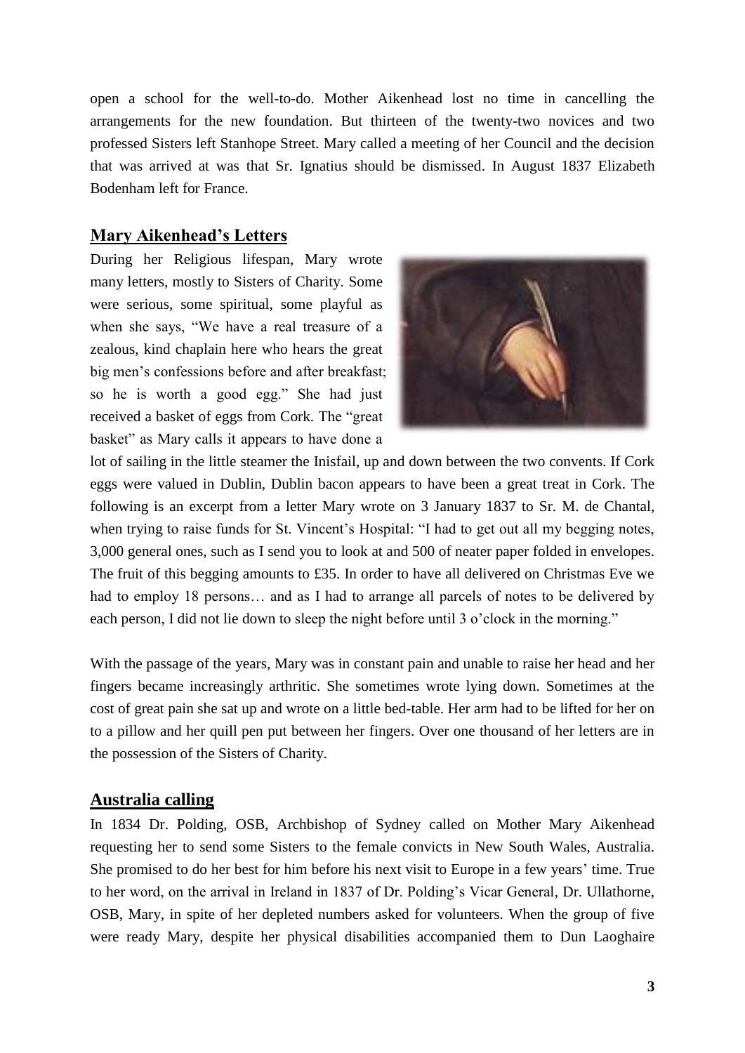open a school for the well-to-do. Mother Aikenhead lost no time in cancelling the arrangements for the new foundation. But thirteen of the twenty-two novices and two professed Sisters left Stanhope Street. Mary called a meeting of her Council and the decision that was arrived at was that Sr. Ignatius should be dismissed. In August 1837 Elizabeth Bodenham left for France.

## Mary Aikenhead's Letters

During her Religious lifespan, Mary wrote many letters, mostly to Sisters of Charity. Some were serious, some spiritual, some playful as when she says, "We have a real treasure of a zealous, kind chaplain here who hears the great big men's confessions before and after breakfast; so he is worth a good egg." She had just received a basket of eggs from Cork. The "great basket" as Mary calls it appears to have done a lot of sailing in the little steamer the Inisfail, up and down between the two convents. If Cork eggs were valued in Dublin, Dublin bacon appears to have been a great treat in Cork. The following is an excerpt from a letter Mary wrote on 3 January 1837 to Sr. M. de Chantal, when trying to raise funds for St. Vincent's Hospital: "I had to get out all my begging notes, 3,000 general ones, such as I send you to look at and 500 of neater paper folded in envelopes. The fruit of this begging amounts to £35. In order to have all delivered on Christmas Eve we had to employ 18 persons… and as I had to arrange all parcels of notes to be delivered by each person, I did not lie down to sleep the night before until 3 o'clock in the morning."

With the passage of the years, Mary was in constant pain and unable to raise her head and her fingers became increasingly arthritic. She sometimes wrote lying down. Sometimes at the cost of great pain she sat up and wrote on a little bed-table. Her arm had to be lifted for her on to a pillow and her quill pen put between her fingers. Over one thousand of her letters are in the possession of the Sisters of Charity.

## Australia calling

In 1834 Dr. Polding, OSB, Archbishop of Sydney called on Mother Mary Aikenhead requesting her to send some Sisters to the female convicts in New South Wales, Australia. She promised to do her best for him before his next visit to Europe in a few years' time. True to her word, on the arrival in Ireland in 1837 of Dr. Polding's Vicar General, Dr. Ullathorne, OSB, Mary, in spite of her depleted numbers asked for volunteers. When the group of five were ready Mary, despite her physical disabilities accompanied them to Dun Laoghaire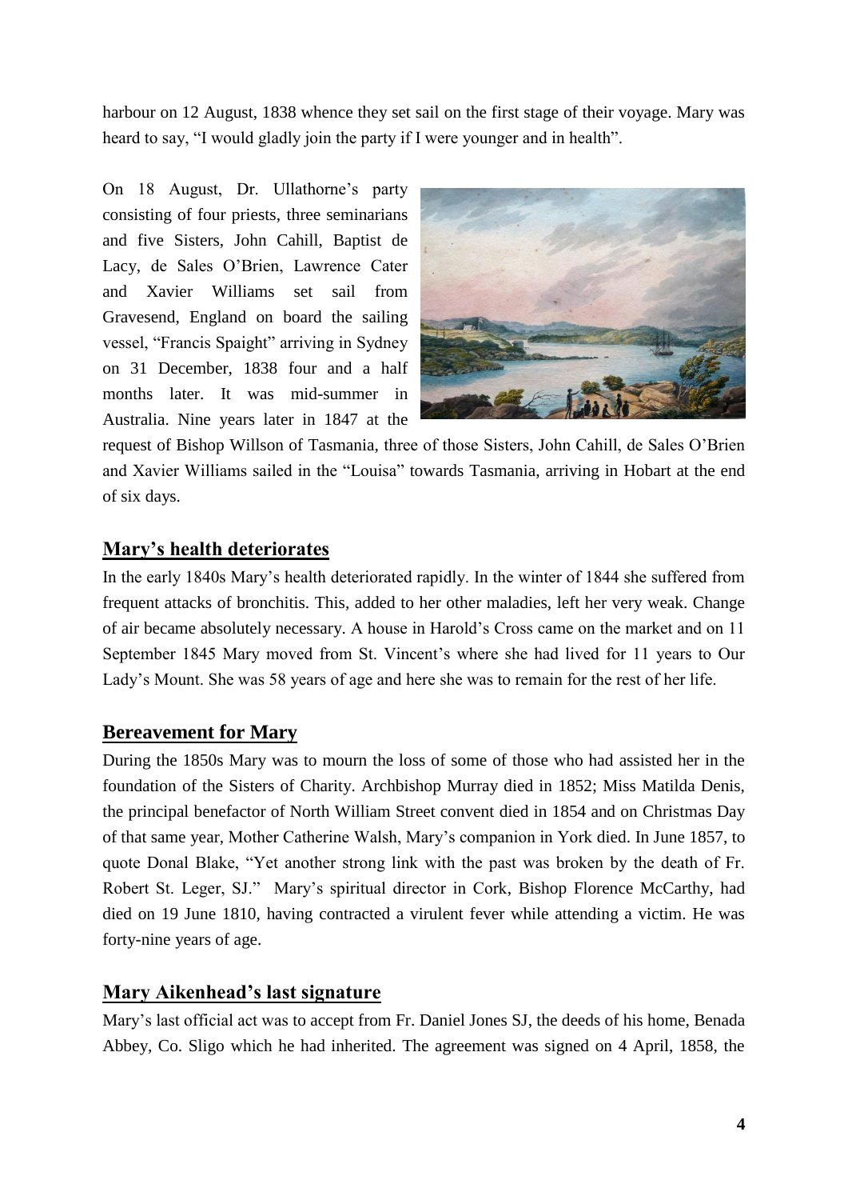harbour on 12 August, 1838 whence they set sail on the first stage of their voyage. Mary was heard to say, "I would gladly join the party if I were younger and in health".

On 18 August, Dr. Ullathorne's party consisting of four priests, three seminarians and five Sisters, John Cahill, Baptist de Lacy, de Sales O'Brien, Lawrence Cater and Xavier Williams set sail from Gravesend, England on board the sailing vessel, "Francis Spaight" arriving in Sydney on 31 December, 1838 four and a half months later. It was mid-summer in Australia. Nine years later in 1847 at the request of Bishop Willson of Tasmania, three of those Sisters, John Cahill, de Sales O'Brien and Xavier Williams sailed in the "Louisa" towards Tasmania, arriving in Hobart at the end of six days.

## Mary's health deteriorates

In the early 1840s Mary's health deteriorated rapidly. In the winter of 1844 she suffered from frequent attacks of bronchitis. This, added to her other maladies, left her very weak. Change of air became absolutely necessary. A house in Harold's Cross came on the market and on 11 September 1845 Mary moved from St. Vincent's where she had lived for 11 years to Our Lady's Mount. She was 58 years of age and here she was to remain for the rest of her life.

## Bereavement for Mary

During the 1850s Mary was to mourn the loss of some of those who had assisted her in the foundation of the Sisters of Charity. Archbishop Murray died in 1852; Miss Matilda Denis, the principal benefactor of North William Street convent died in 1854 and on Christmas Day of that same year, Mother Catherine Walsh, Mary's companion in York died. In June 1857, to quote Donal Blake, "Yet another strong link with the past was broken by the death of Fr. Robert St. Leger, SJ." Mary's spiritual director in Cork, Bishop Florence McCarthy, had died on 19 June 1810, having contracted a virulent fever while attending a victim. He was forty-nine years of age.

## Mary Aikenhead's last signature

Mary's last official act was to accept from Fr. Daniel Jones SJ, the deeds of his home, Benada Abbey, Co. Sligo which he had inherited. The agreement was signed on 4 April, 1858, the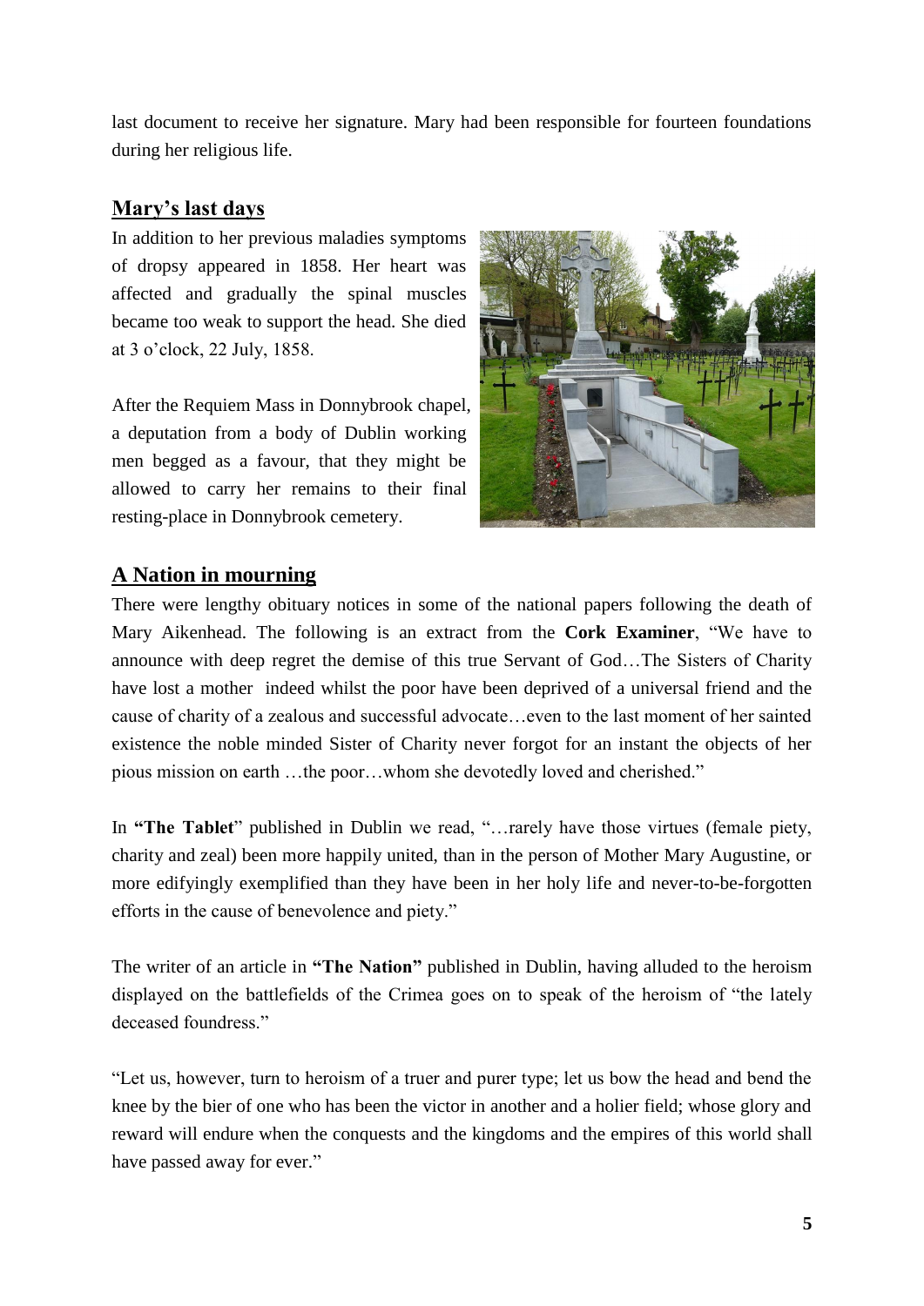last document to receive her signature. Mary had been responsible for fourteen foundations during her religious life.

## Mary's last days

In addition to her previous maladies symptoms of dropsy appeared in 1858. Her heart was affected and gradually the spinal muscles became too weak to support the head. She died at 3 o'clock, 22 July, 1858.

After the Requiem Mass in Donnybrook chapel, a deputation from a body of Dublin working men begged as a favour, that they might be allowed to carry her remains to their final resting-place in Donnybrook cemetery.

## A Nation in mourning

There were lengthy obituary notices in some of the national papers following the death of Mary Aikenhead. The following is an extract from the **Cork Examiner**, "We have to announce with deep regret the demise of this true Servant of God…The Sisters of Charity have lost a mother indeed whilst the poor have been deprived of a universal friend and the cause of charity of a zealous and successful advocate…even to the last moment of her sainted existence the noble minded Sister of Charity never forgot for an instant the objects of her pious mission on earth …the poor…whom she devotedly loved and cherished."

In **"The Tablet**" published in Dublin we read, "…rarely have those virtues (female piety, charity and zeal) been more happily united, than in the person of Mother Mary Augustine, or more edifyingly exemplified than they have been in her holy life and never-to-be-forgotten efforts in the cause of benevolence and piety."

The writer of an article in **"The Nation"** published in Dublin, having alluded to the heroism displayed on the battlefields of the Crimea goes on to speak of the heroism of "the lately deceased foundress."

"Let us, however, turn to heroism of a truer and purer type; let us bow the head and bend the knee by the bier of one who has been the victor in another and a holier field; whose glory and reward will endure when the conquests and the kingdoms and the empires of this world shall have passed away for ever."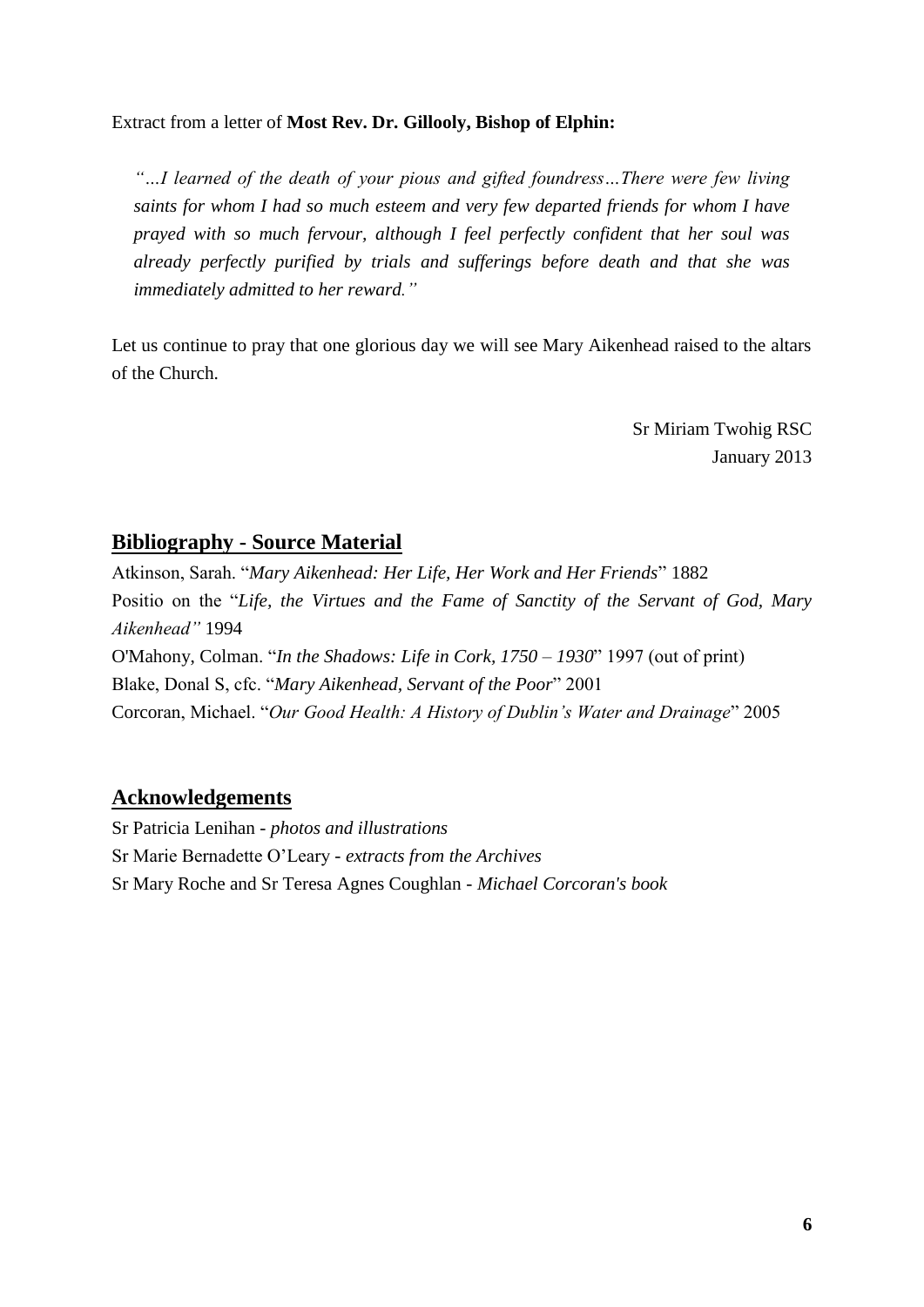Extract from a letter of **Most Rev. Dr. Gillooly, Bishop of Elphin:**

> *"…I learned of the death of your pious and gifted foundress…There were few living saints for whom I had so much esteem and very few departed friends for whom I have prayed with so much fervour, although I feel perfectly confident that her soul was already perfectly purified by trials and sufferings before death and that she was immediately admitted to her reward."*

Let us continue to pray that one glorious day we will see Mary Aikenhead raised to the altars of the Church.

Sr Miriam Twohig RSC
January 2013

## Bibliography - Source Material

Atkinson, Sarah. "*Mary Aikenhead: Her Life, Her Work and Her Friends*" 1882
Positio on the "*Life, the Virtues and the Fame of Sanctity of the Servant of God, Mary Aikenhead"* 1994
O'Mahony, Colman. "*In the Shadows: Life in Cork, 1750 – 1930*" 1997 (out of print)
Blake, Donal S, cfc. "*Mary Aikenhead, Servant of the Poor*" 2001
Corcoran, Michael. "*Our Good Health: A History of Dublin's Water and Drainage*" 2005

## Acknowledgements

Sr Patricia Lenihan - *photos and illustrations*
Sr Marie Bernadette O'Leary - *extracts from the Archives*
Sr Mary Roche and Sr Teresa Agnes Coughlan - *Michael Corcoran's book*